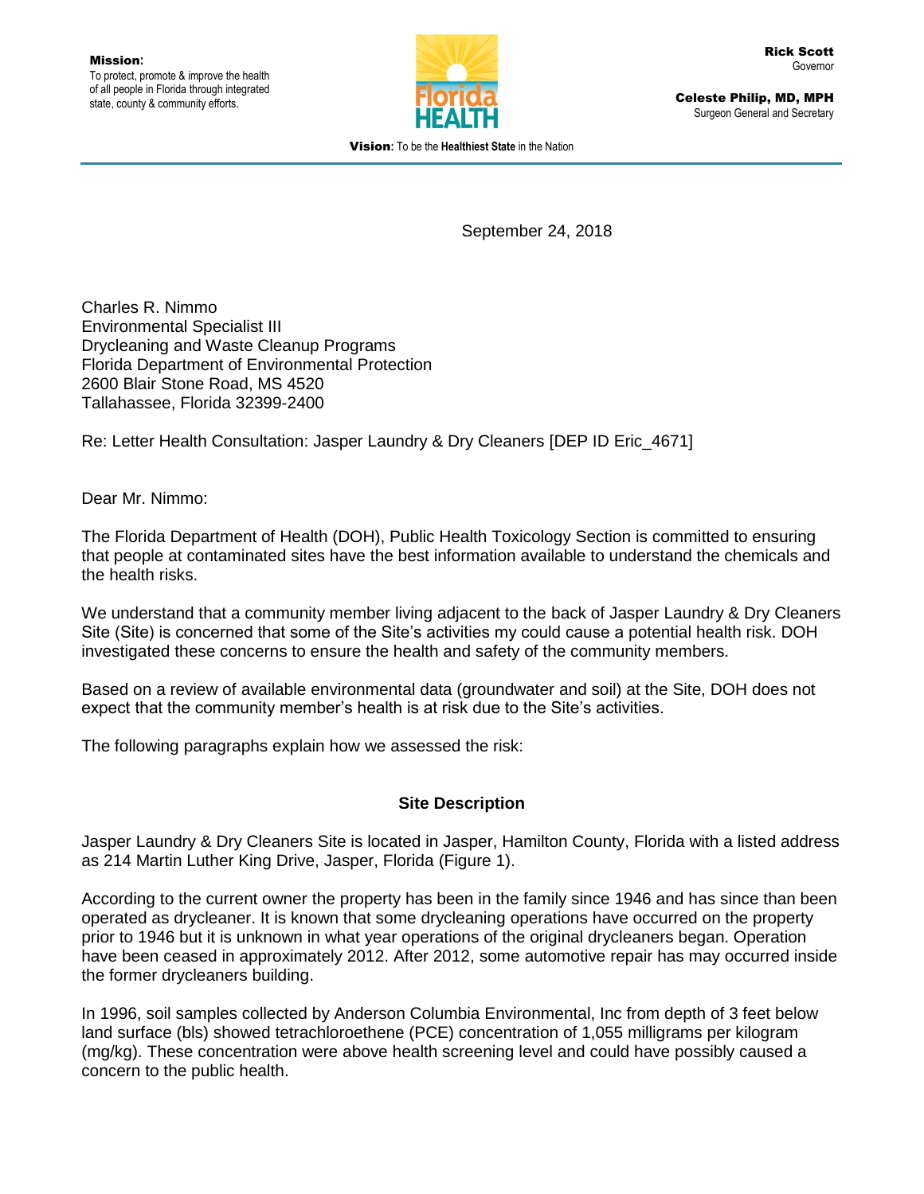**Mission**:
To protect, promote & improve the health of all people in Florida through integrated state, county & community efforts.

**Rick Scott**
Governor

**Celeste Philip, MD, MPH**
Surgeon General and Secretary

**Vision:** To be the **Healthiest State** in the Nation

September 24, 2018

Charles R. Nimmo
Environmental Specialist III
Drycleaning and Waste Cleanup Programs
Florida Department of Environmental Protection
2600 Blair Stone Road, MS 4520
Tallahassee, Florida 32399-2400

Re: Letter Health Consultation: Jasper Laundry & Dry Cleaners [DEP ID Eric_4671]

Dear Mr. Nimmo:

The Florida Department of Health (DOH), Public Health Toxicology Section is committed to ensuring that people at contaminated sites have the best information available to understand the chemicals and the health risks.

We understand that a community member living adjacent to the back of Jasper Laundry & Dry Cleaners Site (Site) is concerned that some of the Site's activities my could cause a potential health risk. DOH investigated these concerns to ensure the health and safety of the community members.

Based on a review of available environmental data (groundwater and soil) at the Site, DOH does not expect that the community member's health is at risk due to the Site's activities.

The following paragraphs explain how we assessed the risk:

## Site Description

Jasper Laundry & Dry Cleaners Site is located in Jasper, Hamilton County, Florida with a listed address as 214 Martin Luther King Drive, Jasper, Florida (Figure 1).

According to the current owner the property has been in the family since 1946 and has since than been operated as drycleaner. It is known that some drycleaning operations have occurred on the property prior to 1946 but it is unknown in what year operations of the original drycleaners began. Operation have been ceased in approximately 2012. After 2012, some automotive repair has may occurred inside the former drycleaners building.

In 1996, soil samples collected by Anderson Columbia Environmental, Inc from depth of 3 feet below land surface (bls) showed tetrachloroethene (PCE) concentration of 1,055 milligrams per kilogram (mg/kg). These concentration were above health screening level and could have possibly caused a concern to the public health.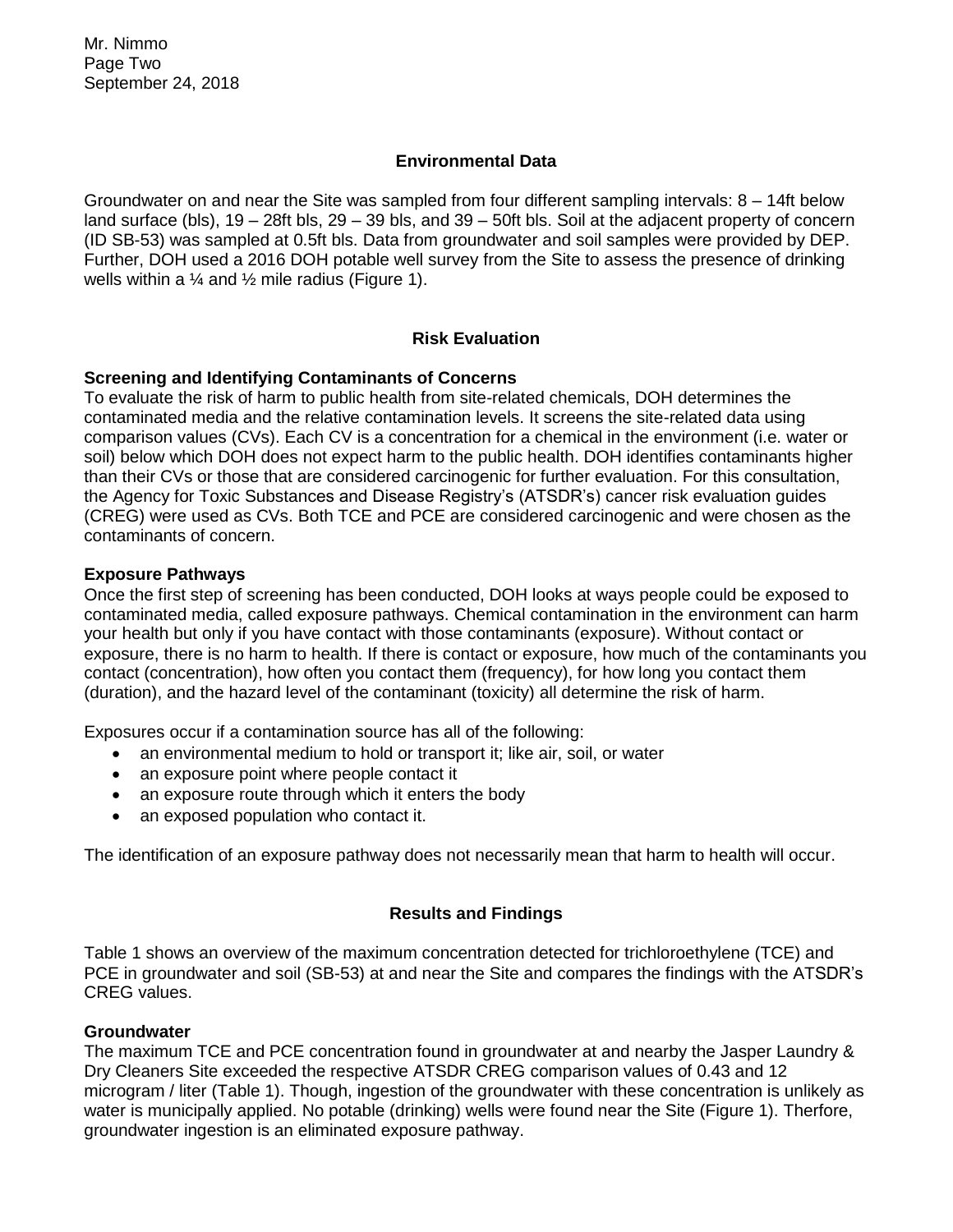## Environmental Data

Groundwater on and near the Site was sampled from four different sampling intervals: 8 – 14ft below land surface (bls), 19 – 28ft bls, 29 – 39 bls, and 39 – 50ft bls. Soil at the adjacent property of concern (ID SB-53) was sampled at 0.5ft bls. Data from groundwater and soil samples were provided by DEP. Further, DOH used a 2016 DOH potable well survey from the Site to assess the presence of drinking wells within a ¼ and ½ mile radius (Figure 1).

## Risk Evaluation

### Screening and Identifying Contaminants of Concerns

To evaluate the risk of harm to public health from site-related chemicals, DOH determines the contaminated media and the relative contamination levels. It screens the site-related data using comparison values (CVs). Each CV is a concentration for a chemical in the environment (i.e. water or soil) below which DOH does not expect harm to the public health. DOH identifies contaminants higher than their CVs or those that are considered carcinogenic for further evaluation. For this consultation, the Agency for Toxic Substances and Disease Registry's (ATSDR's) cancer risk evaluation guides (CREG) were used as CVs. Both TCE and PCE are considered carcinogenic and were chosen as the contaminants of concern.

### Exposure Pathways

Once the first step of screening has been conducted, DOH looks at ways people could be exposed to contaminated media, called exposure pathways. Chemical contamination in the environment can harm your health but only if you have contact with those contaminants (exposure). Without contact or exposure, there is no harm to health. If there is contact or exposure, how much of the contaminants you contact (concentration), how often you contact them (frequency), for how long you contact them (duration), and the hazard level of the contaminant (toxicity) all determine the risk of harm.

Exposures occur if a contamination source has all of the following:

- an environmental medium to hold or transport it; like air, soil, or water
- an exposure point where people contact it
- an exposure route through which it enters the body
- an exposed population who contact it.

The identification of an exposure pathway does not necessarily mean that harm to health will occur.

## Results and Findings

Table 1 shows an overview of the maximum concentration detected for trichloroethylene (TCE) and PCE in groundwater and soil (SB-53) at and near the Site and compares the findings with the ATSDR's CREG values.

### Groundwater

The maximum TCE and PCE concentration found in groundwater at and nearby the Jasper Laundry & Dry Cleaners Site exceeded the respective ATSDR CREG comparison values of 0.43 and 12 microgram / liter (Table 1). Though, ingestion of the groundwater with these concentration is unlikely as water is municipally applied. No potable (drinking) wells were found near the Site (Figure 1). Therfore, groundwater ingestion is an eliminated exposure pathway.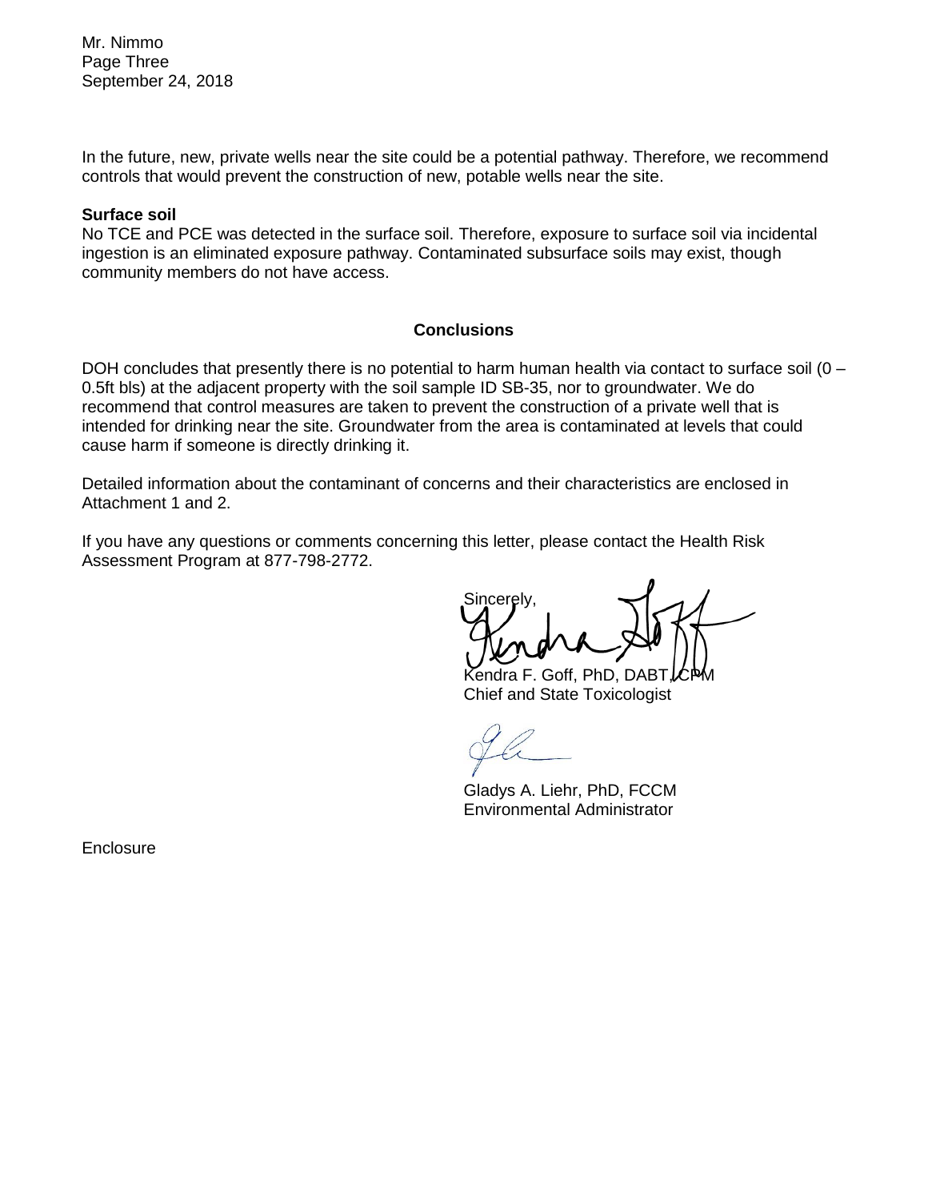In the future, new, private wells near the site could be a potential pathway. Therefore, we recommend controls that would prevent the construction of new, potable wells near the site.

**Surface soil**

No TCE and PCE was detected in the surface soil. Therefore, exposure to surface soil via incidental ingestion is an eliminated exposure pathway. Contaminated subsurface soils may exist, though community members do not have access.

## Conclusions

DOH concludes that presently there is no potential to harm human health via contact to surface soil (0 – 0.5ft bls) at the adjacent property with the soil sample ID SB-35, nor to groundwater. We do recommend that control measures are taken to prevent the construction of a private well that is intended for drinking near the site. Groundwater from the area is contaminated at levels that could cause harm if someone is directly drinking it.

Detailed information about the contaminant of concerns and their characteristics are enclosed in Attachment 1 and 2.

If you have any questions or comments concerning this letter, please contact the Health Risk Assessment Program at 877-798-2772.

Sincerely,

Kendra F. Goff, PhD, DABT, CPM
Chief and State Toxicologist

Gladys A. Liehr, PhD, FCCM
Environmental Administrator

Enclosure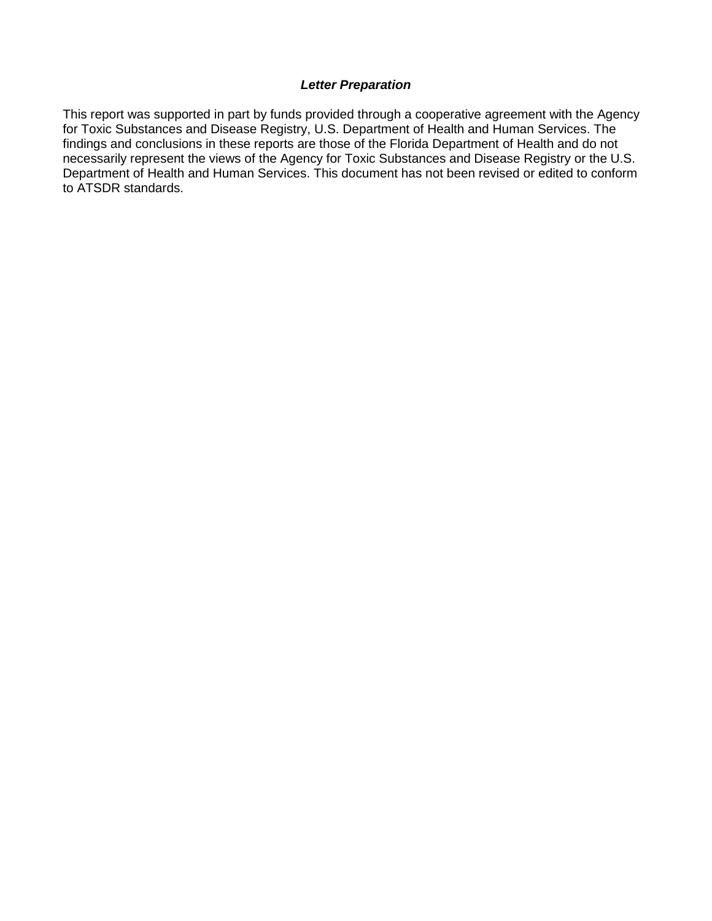### *Letter Preparation*

This report was supported in part by funds provided through a cooperative agreement with the Agency for Toxic Substances and Disease Registry, U.S. Department of Health and Human Services. The findings and conclusions in these reports are those of the Florida Department of Health and do not necessarily represent the views of the Agency for Toxic Substances and Disease Registry or the U.S. Department of Health and Human Services. This document has not been revised or edited to conform to ATSDR standards.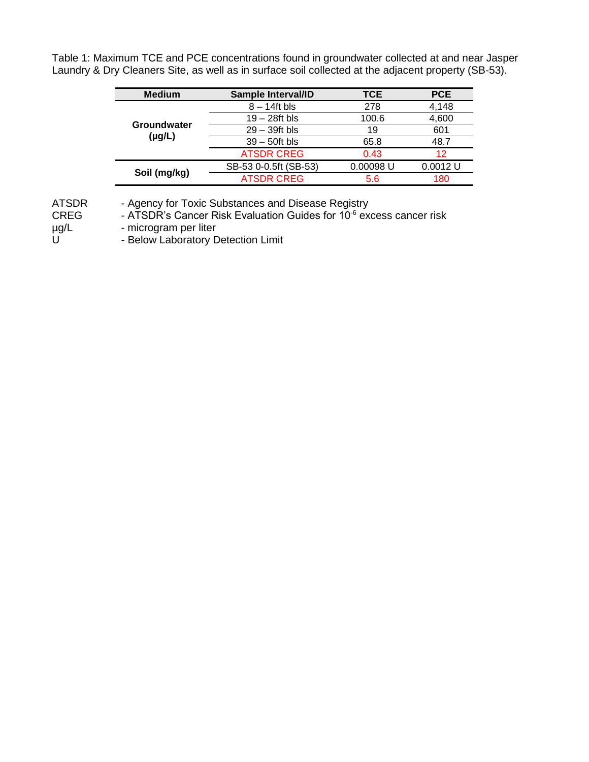Table 1: Maximum TCE and PCE concentrations found in groundwater collected at and near Jasper Laundry & Dry Cleaners Site, as well as in surface soil collected at the adjacent property (SB-53).

| Medium | Sample Interval/ID | TCE | PCE |
|---|---|---|---|
| Groundwater (µg/L) | 8 – 14ft bls | 278 | 4,148 |
| | 19 – 28ft bls | 100.6 | 4,600 |
| | 29 – 39ft bls | 19 | 601 |
| | 39 – 50ft bls | 65.8 | 48.7 |
| | ATSDR CREG | 0.43 | 12 |
| Soil (mg/kg) | SB-53 0-0.5ft (SB-53) | 0.00098 U | 0.0012 U |
| | ATSDR CREG | 5.6 | 180 |

ATSDR - Agency for Toxic Substances and Disease Registry
CREG - ATSDR's Cancer Risk Evaluation Guides for $10^{-6}$ excess cancer risk
µg/L - microgram per liter
U - Below Laboratory Detection Limit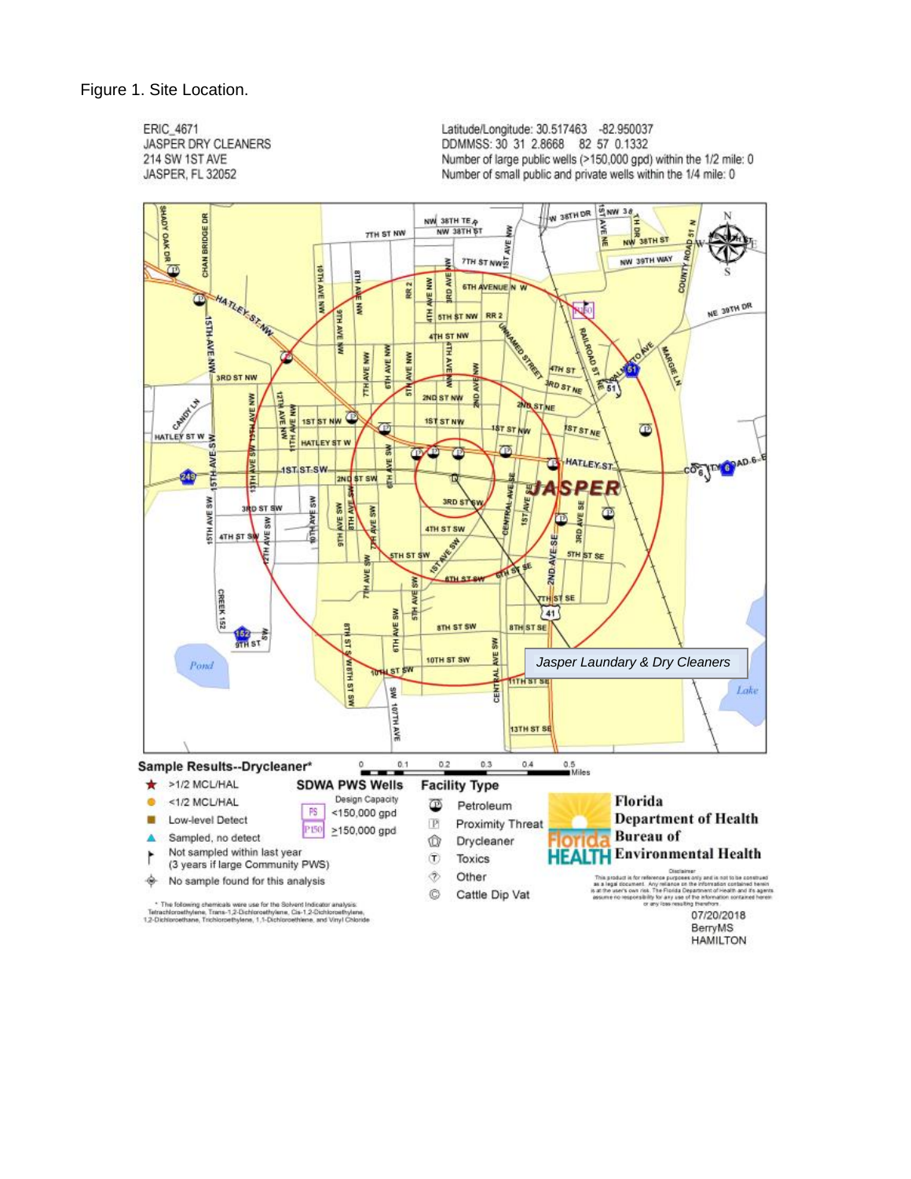Figure 1. Site Location.

ERIC_4671
JASPER DRY CLEANERS
214 SW 1ST AVE
JASPER, FL 32052

Latitude/Longitude: 30.517463 -82.950037
DDMMSS: 30 31 2.8668 82 57 0.1332
Number of large public wells (>150,000 gpd) within the 1/2 mile: 0
Number of small public and private wells within the 1/4 mile: 0

*Jasper Laundary & Dry Cleaners*

**Sample Results--Drycleaner***

- >1/2 MCL/HAL
- <1/2 MCL/HAL
- Low-level Detect
- Sampled, no detect
- Not sampled within last year (3 years if large Community PWS)
- No sample found for this analysis

**SDWA PWS Wells**

Design Capacity

- PS <150,000 gpd
- P150 ≥150,000 gpd

**Facility Type**

- Petroleum
- Proximity Threat
- Drycleaner
- Toxics
- Other
- Cattle Dip Vat

\* The following chemicals were use for the Solvent Indicator analysis: Tetrachloroethylene, Trans-1,2-Dichloroethylene, Cis-1,2-Dichloroethylene, 1,2-Dichloroethane, Trichloroethylene, 1,1-Dichloroethene, and Vinyl Chloride

Florida Department of Health Bureau of Environmental Health

Disclaimer
This product is for reference purposes only and is not to be construed as a legal document. Any reliance on the information contained herein is at the user's own risk. The Florida Department of Health and its agents assume no responsibility for any use of the information contained herein or any loss resulting therefrom.

07/20/2018
BerryMS
HAMILTON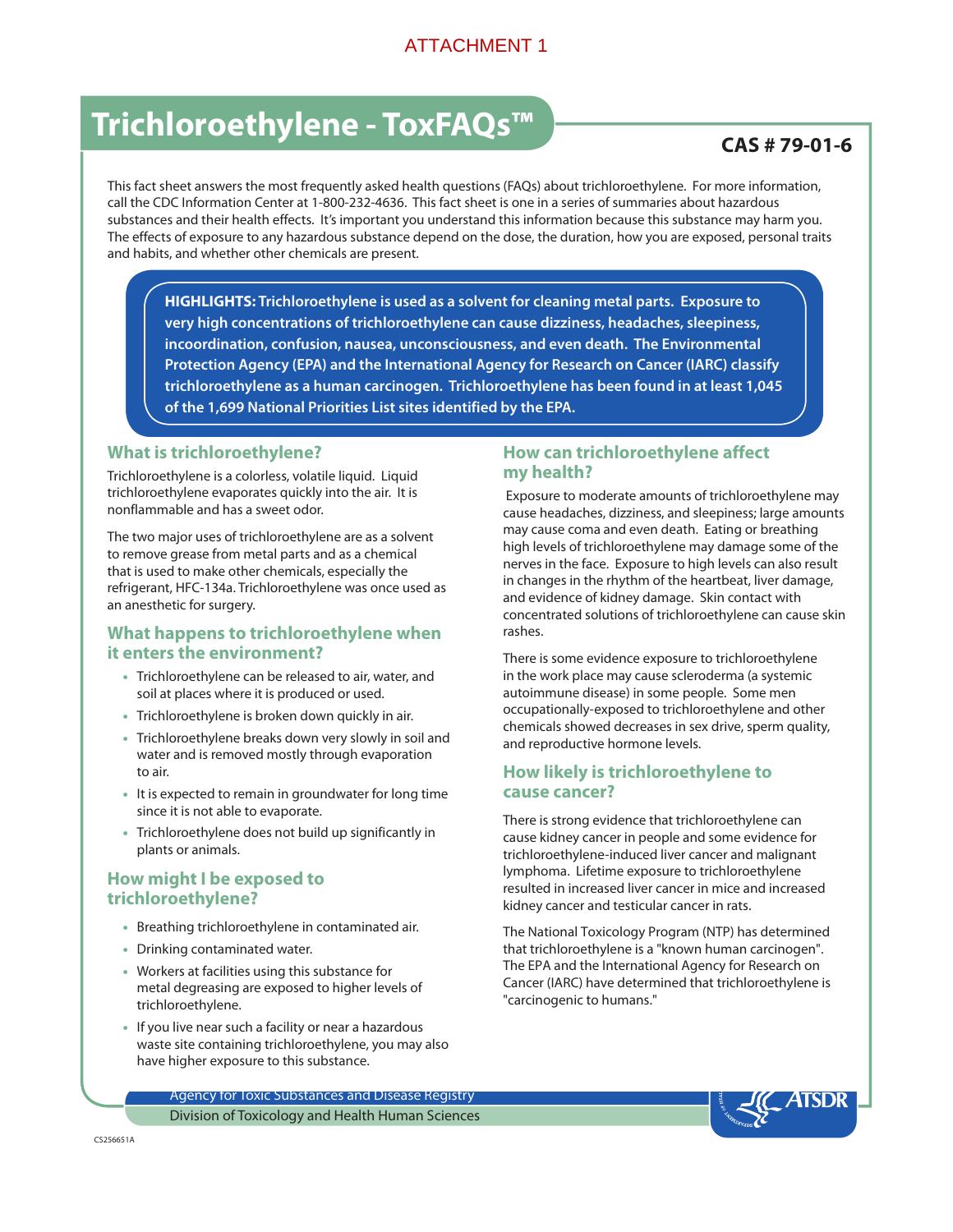ATTACHMENT 1

# Trichloroethylene - ToxFAQs™

**CAS # 79-01-6**

This fact sheet answers the most frequently asked health questions (FAQs) about trichloroethylene. For more information, call the CDC Information Center at 1-800-232-4636. This fact sheet is one in a series of summaries about hazardous substances and their health effects. It's important you understand this information because this substance may harm you. The effects of exposure to any hazardous substance depend on the dose, the duration, how you are exposed, personal traits and habits, and whether other chemicals are present.

**HIGHLIGHTS: Trichloroethylene is used as a solvent for cleaning metal parts. Exposure to very high concentrations of trichloroethylene can cause dizziness, headaches, sleepiness, incoordination, confusion, nausea, unconsciousness, and even death. The Environmental Protection Agency (EPA) and the International Agency for Research on Cancer (IARC) classify trichloroethylene as a human carcinogen. Trichloroethylene has been found in at least 1,045 of the 1,699 National Priorities List sites identified by the EPA.**

## What is trichloroethylene?

Trichloroethylene is a colorless, volatile liquid. Liquid trichloroethylene evaporates quickly into the air. It is nonflammable and has a sweet odor.

The two major uses of trichloroethylene are as a solvent to remove grease from metal parts and as a chemical that is used to make other chemicals, especially the refrigerant, HFC-134a. Trichloroethylene was once used as an anesthetic for surgery.

## What happens to trichloroethylene when it enters the environment?

- Trichloroethylene can be released to air, water, and soil at places where it is produced or used.
- Trichloroethylene is broken down quickly in air.
- Trichloroethylene breaks down very slowly in soil and water and is removed mostly through evaporation to air.
- It is expected to remain in groundwater for long time since it is not able to evaporate.
- Trichloroethylene does not build up significantly in plants or animals.

## How might I be exposed to trichloroethylene?

- Breathing trichloroethylene in contaminated air.
- Drinking contaminated water.
- Workers at facilities using this substance for metal degreasing are exposed to higher levels of trichloroethylene.
- If you live near such a facility or near a hazardous waste site containing trichloroethylene, you may also have higher exposure to this substance.

## How can trichloroethylene affect my health?

Exposure to moderate amounts of trichloroethylene may cause headaches, dizziness, and sleepiness; large amounts may cause coma and even death. Eating or breathing high levels of trichloroethylene may damage some of the nerves in the face. Exposure to high levels can also result in changes in the rhythm of the heartbeat, liver damage, and evidence of kidney damage. Skin contact with concentrated solutions of trichloroethylene can cause skin rashes.

There is some evidence exposure to trichloroethylene in the work place may cause scleroderma (a systemic autoimmune disease) in some people. Some men occupationally-exposed to trichloroethylene and other chemicals showed decreases in sex drive, sperm quality, and reproductive hormone levels.

## How likely is trichloroethylene to cause cancer?

There is strong evidence that trichloroethylene can cause kidney cancer in people and some evidence for trichloroethylene-induced liver cancer and malignant lymphoma. Lifetime exposure to trichloroethylene resulted in increased liver cancer in mice and increased kidney cancer and testicular cancer in rats.

The National Toxicology Program (NTP) has determined that trichloroethylene is a "known human carcinogen". The EPA and the International Agency for Research on Cancer (IARC) have determined that trichloroethylene is "carcinogenic to humans."

Agency for Toxic Substances and Disease Registry
Division of Toxicology and Health Human Sciences

CS256651A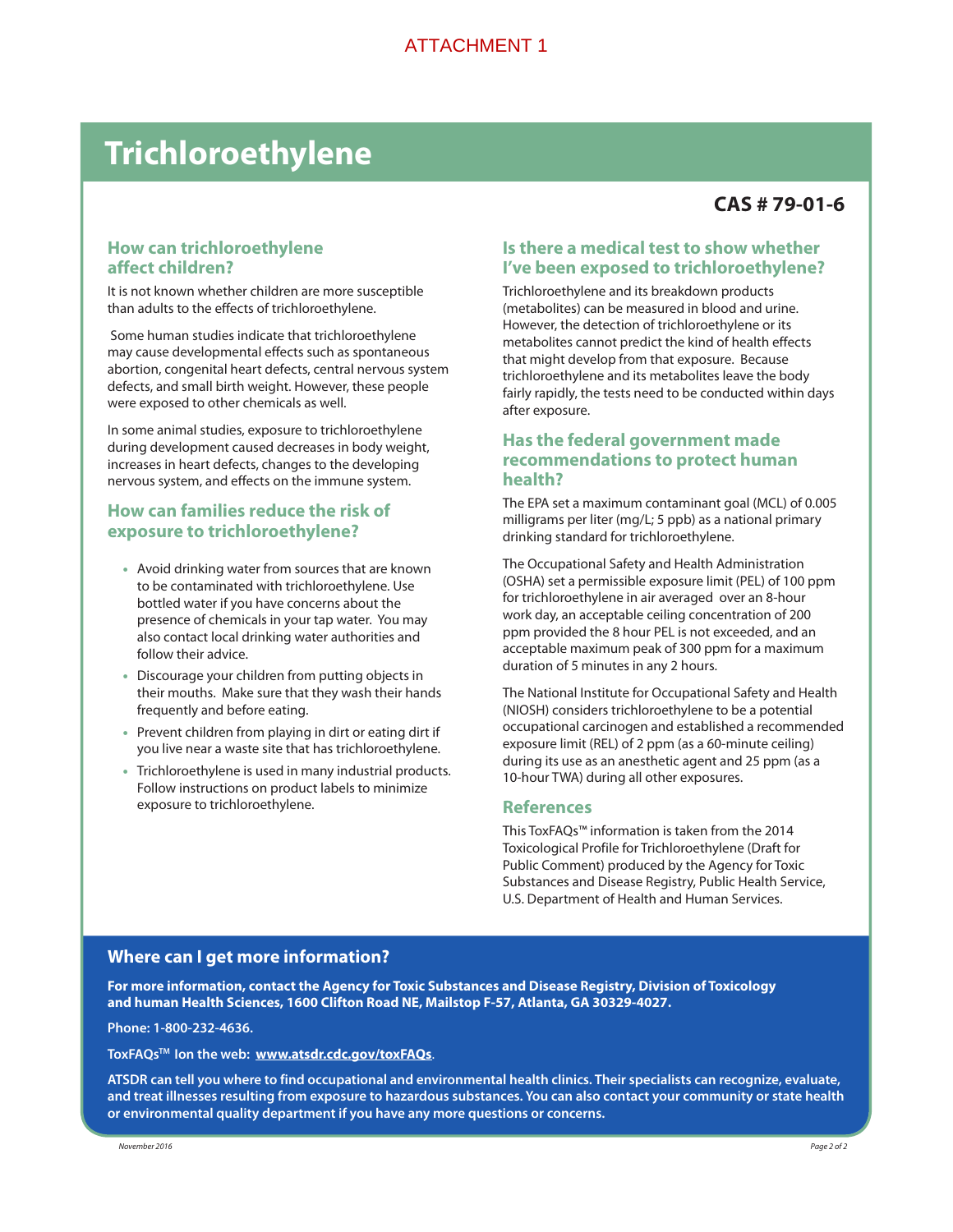ATTACHMENT 1

# Trichloroethylene

**CAS # 79-01-6**

## How can trichloroethylene affect children?

It is not known whether children are more susceptible than adults to the effects of trichloroethylene.

Some human studies indicate that trichloroethylene may cause developmental effects such as spontaneous abortion, congenital heart defects, central nervous system defects, and small birth weight. However, these people were exposed to other chemicals as well.

In some animal studies, exposure to trichloroethylene during development caused decreases in body weight, increases in heart defects, changes to the developing nervous system, and effects on the immune system.

## How can families reduce the risk of exposure to trichloroethylene?

- Avoid drinking water from sources that are known to be contaminated with trichloroethylene. Use bottled water if you have concerns about the presence of chemicals in your tap water. You may also contact local drinking water authorities and follow their advice.
- Discourage your children from putting objects in their mouths. Make sure that they wash their hands frequently and before eating.
- Prevent children from playing in dirt or eating dirt if you live near a waste site that has trichloroethylene.
- Trichloroethylene is used in many industrial products. Follow instructions on product labels to minimize exposure to trichloroethylene.

## Is there a medical test to show whether I've been exposed to trichloroethylene?

Trichloroethylene and its breakdown products (metabolites) can be measured in blood and urine. However, the detection of trichloroethylene or its metabolites cannot predict the kind of health effects that might develop from that exposure. Because trichloroethylene and its metabolites leave the body fairly rapidly, the tests need to be conducted within days after exposure.

## Has the federal government made recommendations to protect human health?

The EPA set a maximum contaminant goal (MCL) of 0.005 milligrams per liter (mg/L; 5 ppb) as a national primary drinking standard for trichloroethylene.

The Occupational Safety and Health Administration (OSHA) set a permissible exposure limit (PEL) of 100 ppm for trichloroethylene in air averaged over an 8-hour work day, an acceptable ceiling concentration of 200 ppm provided the 8 hour PEL is not exceeded, and an acceptable maximum peak of 300 ppm for a maximum duration of 5 minutes in any 2 hours.

The National Institute for Occupational Safety and Health (NIOSH) considers trichloroethylene to be a potential occupational carcinogen and established a recommended exposure limit (REL) of 2 ppm (as a 60-minute ceiling) during its use as an anesthetic agent and 25 ppm (as a 10-hour TWA) during all other exposures.

## References

This ToxFAQs™ information is taken from the 2014 Toxicological Profile for Trichloroethylene (Draft for Public Comment) produced by the Agency for Toxic Substances and Disease Registry, Public Health Service, U.S. Department of Health and Human Services.

## Where can I get more information?

**For more information, contact the Agency for Toxic Substances and Disease Registry, Division of Toxicology and human Health Sciences, 1600 Clifton Road NE, Mailstop F-57, Atlanta, GA 30329-4027.**

**Phone: 1-800-232-4636.**

**ToxFAQs™ Ion the web: www.atsdr.cdc.gov/toxFAQs.**

**ATSDR can tell you where to find occupational and environmental health clinics. Their specialists can recognize, evaluate, and treat illnesses resulting from exposure to hazardous substances. You can also contact your community or state health or environmental quality department if you have any more questions or concerns.**

*November 2016*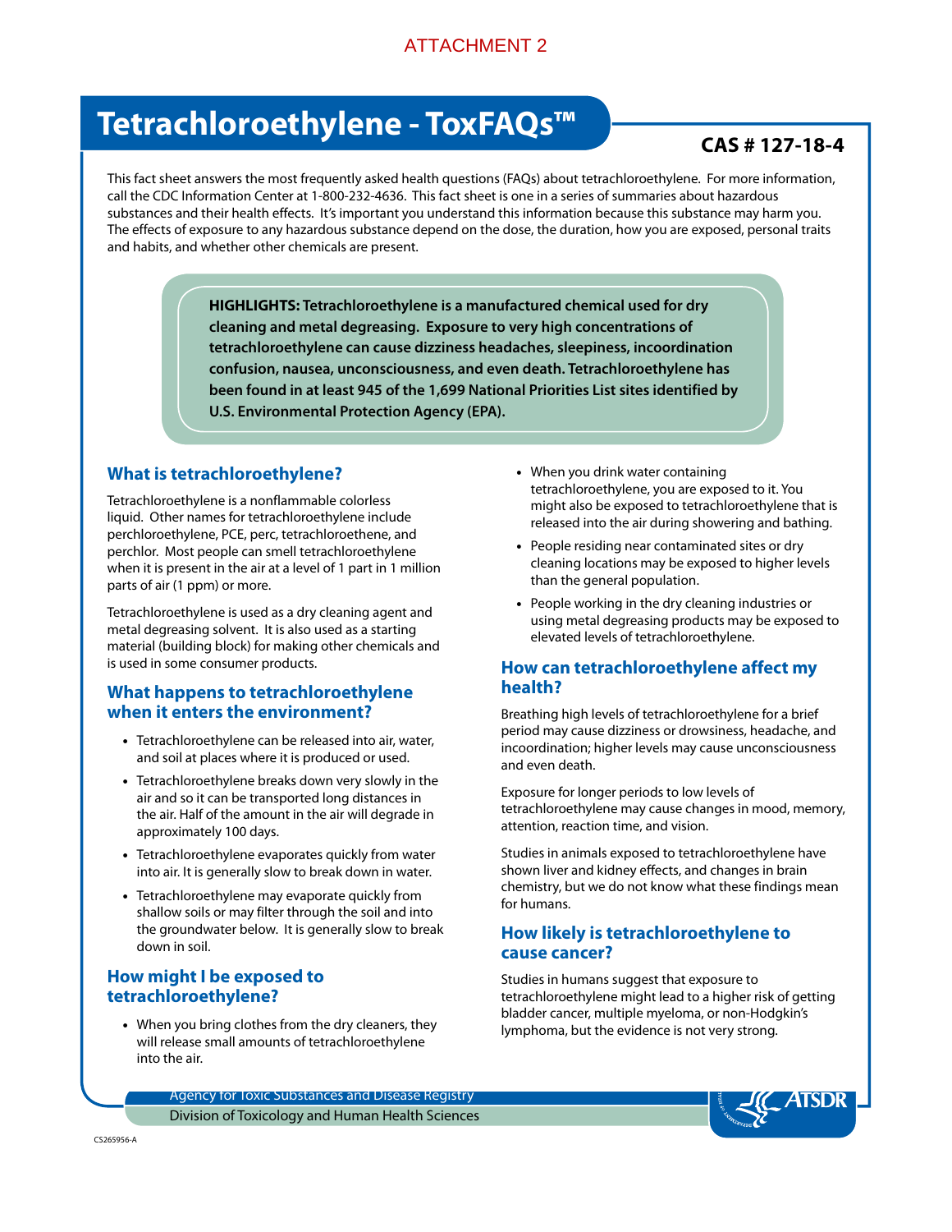ATTACHMENT 2

# Tetrachloroethylene - ToxFAQs™

**CAS # 127-18-4**

This fact sheet answers the most frequently asked health questions (FAQs) about tetrachloroethylene. For more information, call the CDC Information Center at 1-800-232-4636. This fact sheet is one in a series of summaries about hazardous substances and their health effects. It's important you understand this information because this substance may harm you. The effects of exposure to any hazardous substance depend on the dose, the duration, how you are exposed, personal traits and habits, and whether other chemicals are present.

**HIGHLIGHTS: Tetrachloroethylene is a manufactured chemical used for dry cleaning and metal degreasing. Exposure to very high concentrations of tetrachloroethylene can cause dizziness headaches, sleepiness, incoordination confusion, nausea, unconsciousness, and even death. Tetrachloroethylene has been found in at least 945 of the 1,699 National Priorities List sites identified by U.S. Environmental Protection Agency (EPA).**

## What is tetrachloroethylene?

Tetrachloroethylene is a nonflammable colorless liquid. Other names for tetrachloroethylene include perchloroethylene, PCE, perc, tetrachloroethene, and perchlor. Most people can smell tetrachloroethylene when it is present in the air at a level of 1 part in 1 million parts of air (1 ppm) or more.

Tetrachloroethylene is used as a dry cleaning agent and metal degreasing solvent. It is also used as a starting material (building block) for making other chemicals and is used in some consumer products.

## What happens to tetrachloroethylene when it enters the environment?

- Tetrachloroethylene can be released into air, water, and soil at places where it is produced or used.
- Tetrachloroethylene breaks down very slowly in the air and so it can be transported long distances in the air. Half of the amount in the air will degrade in approximately 100 days.
- Tetrachloroethylene evaporates quickly from water into air. It is generally slow to break down in water.
- Tetrachloroethylene may evaporate quickly from shallow soils or may filter through the soil and into the groundwater below. It is generally slow to break down in soil.

## How might I be exposed to tetrachloroethylene?

- When you bring clothes from the dry cleaners, they will release small amounts of tetrachloroethylene into the air.
- When you drink water containing tetrachloroethylene, you are exposed to it. You might also be exposed to tetrachloroethylene that is released into the air during showering and bathing.
- People residing near contaminated sites or dry cleaning locations may be exposed to higher levels than the general population.
- People working in the dry cleaning industries or using metal degreasing products may be exposed to elevated levels of tetrachloroethylene.

## How can tetrachloroethylene affect my health?

Breathing high levels of tetrachloroethylene for a brief period may cause dizziness or drowsiness, headache, and incoordination; higher levels may cause unconsciousness and even death.

Exposure for longer periods to low levels of tetrachloroethylene may cause changes in mood, memory, attention, reaction time, and vision.

Studies in animals exposed to tetrachloroethylene have shown liver and kidney effects, and changes in brain chemistry, but we do not know what these findings mean for humans.

## How likely is tetrachloroethylene to cause cancer?

Studies in humans suggest that exposure to tetrachloroethylene might lead to a higher risk of getting bladder cancer, multiple myeloma, or non-Hodgkin's lymphoma, but the evidence is not very strong.

Agency for Toxic Substances and Disease Registry
Division of Toxicology and Human Health Sciences

CS265956-A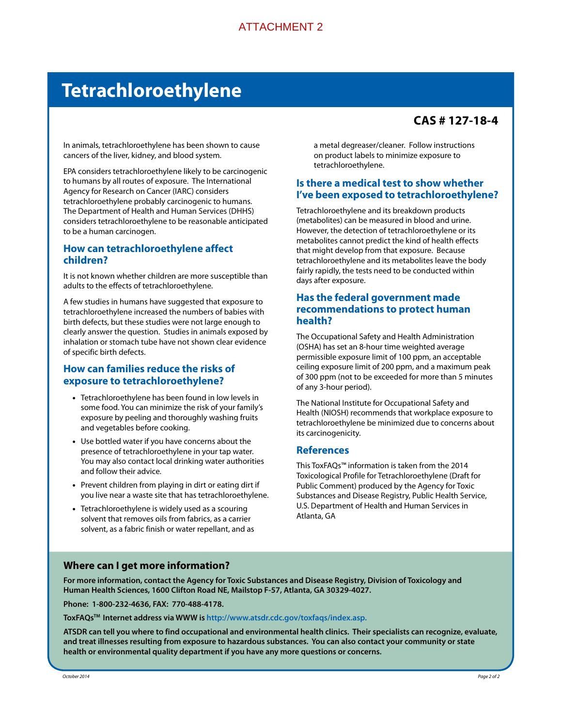ATTACHMENT 2

# Tetrachloroethylene

**CAS # 127-18-4**

In animals, tetrachloroethylene has been shown to cause cancers of the liver, kidney, and blood system.

EPA considers tetrachloroethylene likely to be carcinogenic to humans by all routes of exposure. The International Agency for Research on Cancer (IARC) considers tetrachloroethylene probably carcinogenic to humans. The Department of Health and Human Services (DHHS) considers tetrachloroethylene to be reasonable anticipated to be a human carcinogen.

## How can tetrachloroethylene affect children?

It is not known whether children are more susceptible than adults to the effects of tetrachloroethylene.

A few studies in humans have suggested that exposure to tetrachloroethylene increased the numbers of babies with birth defects, but these studies were not large enough to clearly answer the question. Studies in animals exposed by inhalation or stomach tube have not shown clear evidence of specific birth defects.

## How can families reduce the risks of exposure to tetrachloroethylene?

- Tetrachloroethylene has been found in low levels in some food. You can minimize the risk of your family's exposure by peeling and thoroughly washing fruits and vegetables before cooking.
- Use bottled water if you have concerns about the presence of tetrachloroethylene in your tap water. You may also contact local drinking water authorities and follow their advice.
- Prevent children from playing in dirt or eating dirt if you live near a waste site that has tetrachloroethylene.
- Tetrachloroethylene is widely used as a scouring solvent that removes oils from fabrics, as a carrier solvent, as a fabric finish or water repellant, and as a metal degreaser/cleaner. Follow instructions on product labels to minimize exposure to tetrachloroethylene.

## Is there a medical test to show whether I've been exposed to tetrachloroethylene?

Tetrachloroethylene and its breakdown products (metabolites) can be measured in blood and urine. However, the detection of tetrachloroethylene or its metabolites cannot predict the kind of health effects that might develop from that exposure. Because tetrachloroethylene and its metabolites leave the body fairly rapidly, the tests need to be conducted within days after exposure.

## Has the federal government made recommendations to protect human health?

The Occupational Safety and Health Administration (OSHA) has set an 8-hour time weighted average permissible exposure limit of 100 ppm, an acceptable ceiling exposure limit of 200 ppm, and a maximum peak of 300 ppm (not to be exceeded for more than 5 minutes of any 3-hour period).

The National Institute for Occupational Safety and Health (NIOSH) recommends that workplace exposure to tetrachloroethylene be minimized due to concerns about its carcinogenicity.

## References

This ToxFAQs™ information is taken from the 2014 Toxicological Profile for Tetrachloroethylene (Draft for Public Comment) produced by the Agency for Toxic Substances and Disease Registry, Public Health Service, U.S. Department of Health and Human Services in Atlanta, GA

## Where can I get more information?

**For more information, contact the Agency for Toxic Substances and Disease Registry, Division of Toxicology and Human Health Sciences, 1600 Clifton Road NE, Mailstop F-57, Atlanta, GA 30329-4027.**

**Phone: 1-800-232-4636, FAX: 770-488-4178.**

**ToxFAQs™ Internet address via WWW is http://www.atsdr.cdc.gov/toxfaqs/index.asp.**

**ATSDR can tell you where to find occupational and environmental health clinics. Their specialists can recognize, evaluate, and treat illnesses resulting from exposure to hazardous substances. You can also contact your community or state health or environmental quality department if you have any more questions or concerns.**

*October 2014*